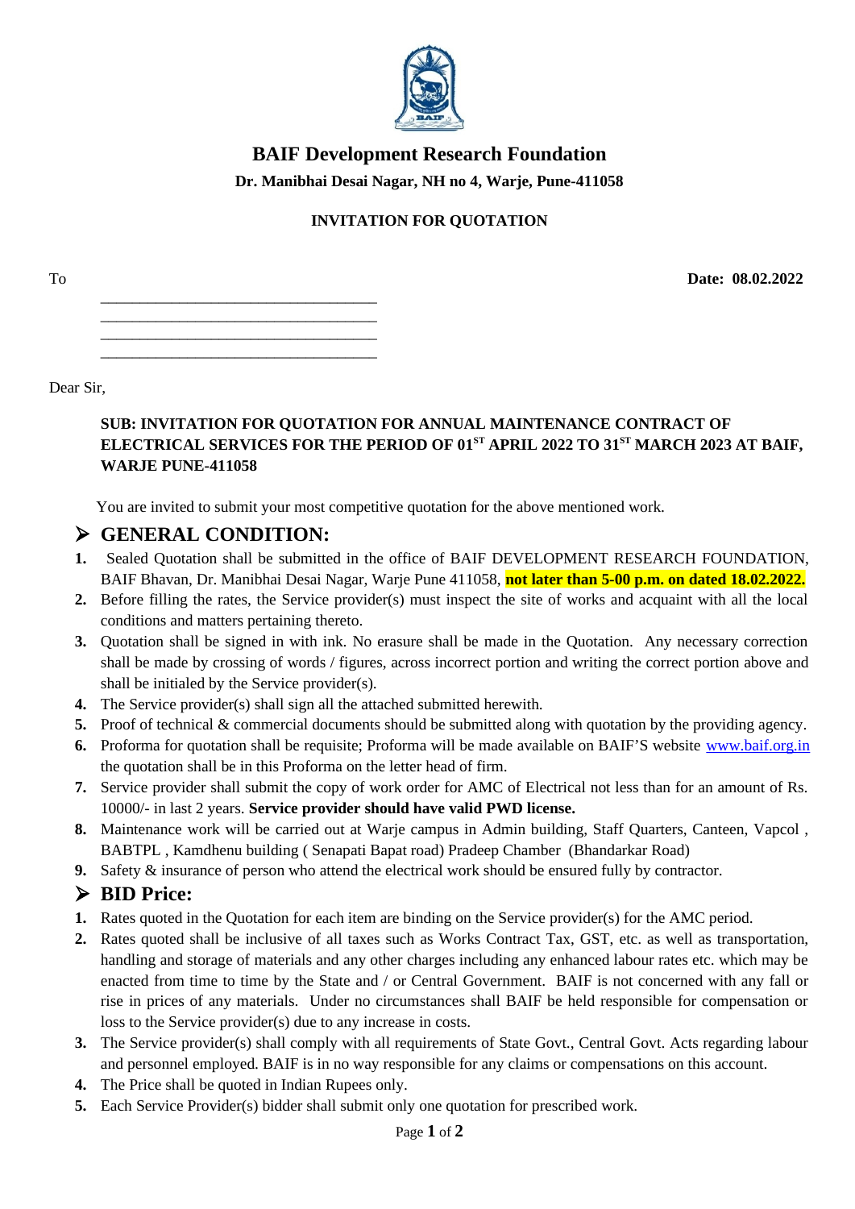# BAIF Development Research Foundation

**Dr. Manibhai Desai Nagar, NH no 4, Warje, Pune-411058**

**INVITATION FOR QUOTATION**

To **Date: 08.02.2022**

\_\_\_\_\_\_\_\_\_\_\_\_\_\_\_\_\_\_\_\_\_\_\_\_\_\_\_\_\_\_\_\_\_\_\_\_

\_\_\_\_\_\_\_\_\_\_\_\_\_\_\_\_\_\_\_\_\_\_\_\_\_\_\_\_\_\_\_\_\_\_\_\_

\_\_\_\_\_\_\_\_\_\_\_\_\_\_\_\_\_\_\_\_\_\_\_\_\_\_\_\_\_\_\_\_\_\_\_\_

\_\_\_\_\_\_\_\_\_\_\_\_\_\_\_\_\_\_\_\_\_\_\_\_\_\_\_\_\_\_\_\_\_\_\_\_

Dear Sir,

**SUB: INVITATION FOR QUOTATION FOR ANNUAL MAINTENANCE CONTRACT OF ELECTRICAL SERVICES FOR THE PERIOD OF 01ST APRIL 2022 TO 31ST MARCH 2023 AT BAIF, WARJE PUNE-411058**

You are invited to submit your most competitive quotation for the above mentioned work.

## ➢ GENERAL CONDITION:

1. Sealed Quotation shall be submitted in the office of BAIF DEVELOPMENT RESEARCH FOUNDATION, BAIF Bhavan, Dr. Manibhai Desai Nagar, Warje Pune 411058, **not later than 5-00 p.m. on dated 18.02.2022.**
2. Before filling the rates, the Service provider(s) must inspect the site of works and acquaint with all the local conditions and matters pertaining thereto.
3. Quotation shall be signed in with ink. No erasure shall be made in the Quotation. Any necessary correction shall be made by crossing of words / figures, across incorrect portion and writing the correct portion above and shall be initialed by the Service provider(s).
4. The Service provider(s) shall sign all the attached submitted herewith.
5. Proof of technical & commercial documents should be submitted along with quotation by the providing agency.
6. Proforma for quotation shall be requisite; Proforma will be made available on BAIF'S website www.baif.org.in the quotation shall be in this Proforma on the letter head of firm.
7. Service provider shall submit the copy of work order for AMC of Electrical not less than for an amount of Rs. 10000/- in last 2 years. **Service provider should have valid PWD license.**
8. Maintenance work will be carried out at Warje campus in Admin building, Staff Quarters, Canteen, Vapcol , BABTPL , Kamdhenu building ( Senapati Bapat road) Pradeep Chamber (Bhandarkar Road)
9. Safety & insurance of person who attend the electrical work should be ensured fully by contractor.

## ➢ BID Price:

1. Rates quoted in the Quotation for each item are binding on the Service provider(s) for the AMC period.
2. Rates quoted shall be inclusive of all taxes such as Works Contract Tax, GST, etc. as well as transportation, handling and storage of materials and any other charges including any enhanced labour rates etc. which may be enacted from time to time by the State and / or Central Government. BAIF is not concerned with any fall or rise in prices of any materials. Under no circumstances shall BAIF be held responsible for compensation or loss to the Service provider(s) due to any increase in costs.
3. The Service provider(s) shall comply with all requirements of State Govt., Central Govt. Acts regarding labour and personnel employed. BAIF is in no way responsible for any claims or compensations on this account.
4. The Price shall be quoted in Indian Rupees only.
5. Each Service Provider(s) bidder shall submit only one quotation for prescribed work.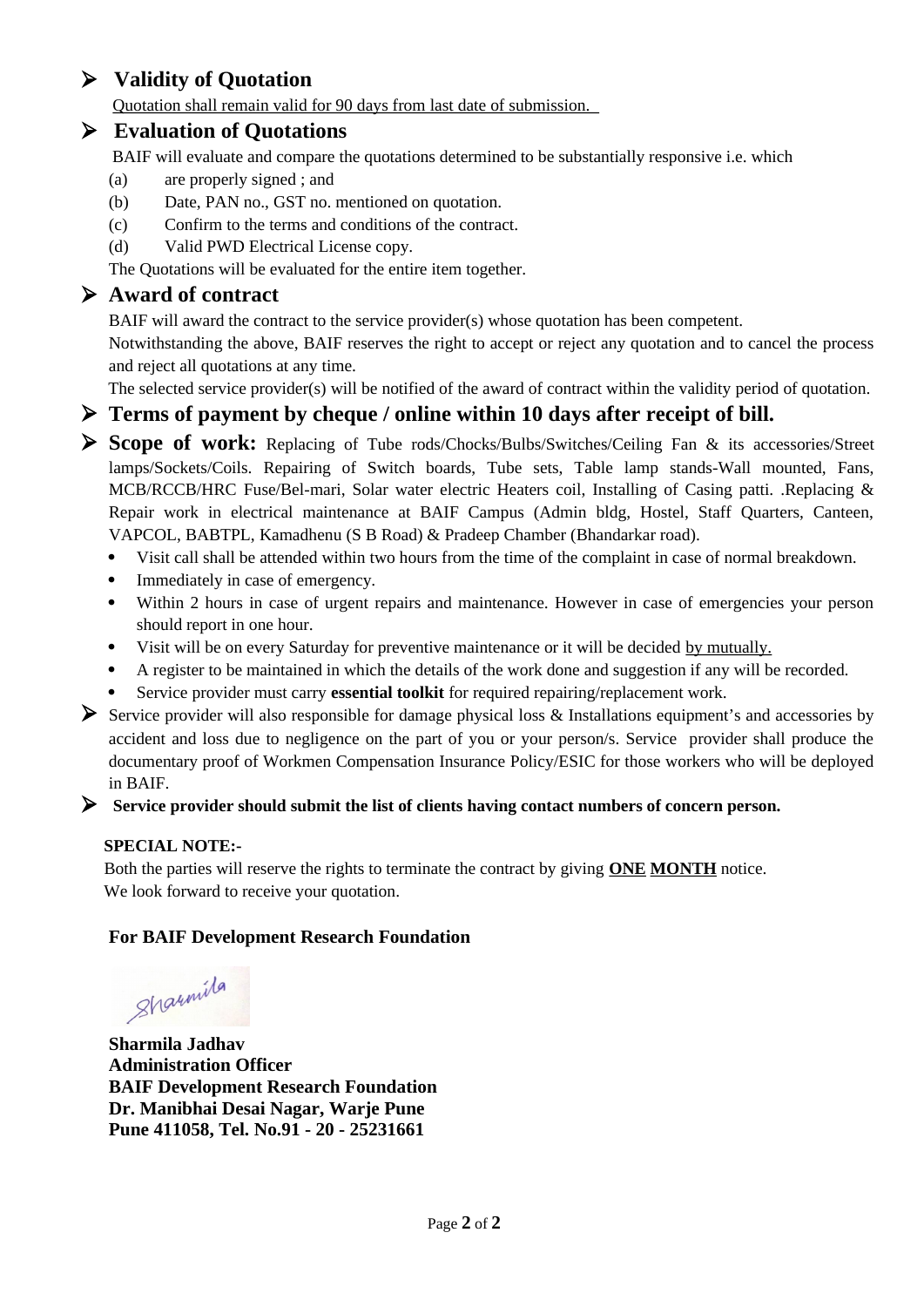- **Validity of Quotation**

  Quotation shall remain valid for 90 days from last date of submission.

- **Evaluation of Quotations**

  BAIF will evaluate and compare the quotations determined to be substantially responsive i.e. which

  (a) are properly signed ; and

  (b) Date, PAN no., GST no. mentioned on quotation.

  (c) Confirm to the terms and conditions of the contract.

  (d) Valid PWD Electrical License copy.

  The Quotations will be evaluated for the entire item together.

- **Award of contract**

  BAIF will award the contract to the service provider(s) whose quotation has been competent.

  Notwithstanding the above, BAIF reserves the right to accept or reject any quotation and to cancel the process and reject all quotations at any time.

  The selected service provider(s) will be notified of the award of contract within the validity period of quotation.

- **Terms of payment by cheque / online within 10 days after receipt of bill.**

- **Scope of work:** Replacing of Tube rods/Chocks/Bulbs/Switches/Ceiling Fan & its accessories/Street lamps/Sockets/Coils. Repairing of Switch boards, Tube sets, Table lamp stands-Wall mounted, Fans, MCB/RCCB/HRC Fuse/Bel-mari, Solar water electric Heaters coil, Installing of Casing patti. .Replacing & Repair work in electrical maintenance at BAIF Campus (Admin bldg, Hostel, Staff Quarters, Canteen, VAPCOL, BABTPL, Kamadhenu (S B Road) & Pradeep Chamber (Bhandarkar road).
  - Visit call shall be attended within two hours from the time of the complaint in case of normal breakdown.
  - Immediately in case of emergency.
  - Within 2 hours in case of urgent repairs and maintenance. However in case of emergencies your person should report in one hour.
  - Visit will be on every Saturday for preventive maintenance or it will be decided by mutually.
  - A register to be maintained in which the details of the work done and suggestion if any will be recorded.
  - Service provider must carry **essential toolkit** for required repairing/replacement work.

- Service provider will also responsible for damage physical loss & Installations equipment's and accessories by accident and loss due to negligence on the part of you or your person/s. Service provider shall produce the documentary proof of Workmen Compensation Insurance Policy/ESIC for those workers who will be deployed in BAIF.

- **Service provider should submit the list of clients having contact numbers of concern person.**

**SPECIAL NOTE:-**

Both the parties will reserve the rights to terminate the contract by giving **ONE MONTH** notice.

We look forward to receive your quotation.

**For BAIF Development Research Foundation**

Sharmila

**Sharmila Jadhav**
**Administration Officer**
**BAIF Development Research Foundation**
**Dr. Manibhai Desai Nagar, Warje Pune**
**Pune 411058, Tel. No.91 - 20 - 25231661**